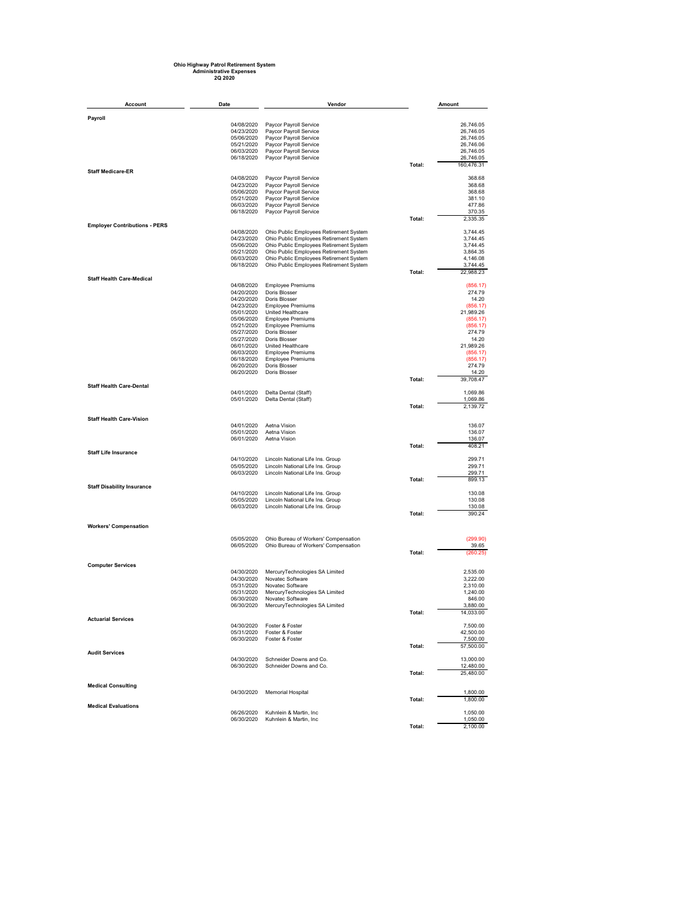**Ohio Highway Patrol Retirement System**
**Administrative Expenses**
**2Q 2020**

| Account | Date | Vendor | | Amount |
|---|---|---|---|---|
| **Payroll** | | | | |
| | 04/08/2020 | Paycor Payroll Service | | 26,746.05 |
| | 04/23/2020 | Paycor Payroll Service | | 26,746.05 |
| | 05/06/2020 | Paycor Payroll Service | | 26,746.05 |
| | 05/21/2020 | Paycor Payroll Service | | 26,746.06 |
| | 06/03/2020 | Paycor Payroll Service | | 26,746.05 |
| | 06/18/2020 | Paycor Payroll Service | | 26,746.05 |
| | | | Total: | 160,476.31 |
| **Staff Medicare-ER** | | | | |
| | 04/08/2020 | Paycor Payroll Service | | 368.68 |
| | 04/23/2020 | Paycor Payroll Service | | 368.68 |
| | 05/06/2020 | Paycor Payroll Service | | 368.68 |
| | 05/21/2020 | Paycor Payroll Service | | 381.10 |
| | 06/03/2020 | Paycor Payroll Service | | 477.86 |
| | 06/18/2020 | Paycor Payroll Service | | 370.35 |
| | | | Total: | 2,335.35 |
| **Employer Contributions - PERS** | | | | |
| | 04/08/2020 | Ohio Public Employees Retirement System | | 3,744.45 |
| | 04/23/2020 | Ohio Public Employees Retirement System | | 3,744.45 |
| | 05/06/2020 | Ohio Public Employees Retirement System | | 3,744.45 |
| | 05/21/2020 | Ohio Public Employees Retirement System | | 3,864.35 |
| | 06/03/2020 | Ohio Public Employees Retirement System | | 4,146.08 |
| | 06/18/2020 | Ohio Public Employees Retirement System | | 3,744.45 |
| | | | Total: | 22,988.23 |
| **Staff Health Care-Medical** | | | | |
| | 04/08/2020 | Employee Premiums | | (856.17) |
| | 04/20/2020 | Doris Blosser | | 274.79 |
| | 04/20/2020 | Doris Blosser | | 14.20 |
| | 04/23/2020 | Employee Premiums | | (856.17) |
| | 05/01/2020 | United Healthcare | | 21,989.26 |
| | 05/06/2020 | Employee Premiums | | (856.17) |
| | 05/21/2020 | Employee Premiums | | (856.17) |
| | 05/27/2020 | Doris Blosser | | 274.79 |
| | 05/27/2020 | Doris Blosser | | 14.20 |
| | 06/01/2020 | United Healthcare | | 21,989.26 |
| | 06/03/2020 | Employee Premiums | | (856.17) |
| | 06/18/2020 | Employee Premiums | | (856.17) |
| | 06/20/2020 | Doris Blosser | | 274.79 |
| | 06/20/2020 | Doris Blosser | | 14.20 |
| | | | Total: | 39,708.47 |
| **Staff Health Care-Dental** | | | | |
| | 04/01/2020 | Delta Dental (Staff) | | 1,069.86 |
| | 05/01/2020 | Delta Dental (Staff) | | 1,069.86 |
| | | | Total: | 2,139.72 |
| **Staff Health Care-Vision** | | | | |
| | 04/01/2020 | Aetna Vision | | 136.07 |
| | 05/01/2020 | Aetna Vision | | 136.07 |
| | 06/01/2020 | Aetna Vision | | 136.07 |
| | | | Total: | 408.21 |
| **Staff Life Insurance** | | | | |
| | 04/10/2020 | Lincoln National Life Ins. Group | | 299.71 |
| | 05/05/2020 | Lincoln National Life Ins. Group | | 299.71 |
| | 06/03/2020 | Lincoln National Life Ins. Group | | 299.71 |
| | | | Total: | 899.13 |
| **Staff Disability Insurance** | | | | |
| | 04/10/2020 | Lincoln National Life Ins. Group | | 130.08 |
| | 05/05/2020 | Lincoln National Life Ins. Group | | 130.08 |
| | 06/03/2020 | Lincoln National Life Ins. Group | | 130.08 |
| | | | Total: | 390.24 |
| **Workers' Compensation** | | | | |
| | 05/05/2020 | Ohio Bureau of Workers' Compensation | | (299.90) |
| | 06/05/2020 | Ohio Bureau of Workers' Compensation | | 39.65 |
| | | | Total: | (260.25) |
| **Computer Services** | | | | |
| | 04/30/2020 | MercuryTechnologies SA Limited | | 2,535.00 |
| | 04/30/2020 | Novatec Software | | 3,222.00 |
| | 05/31/2020 | Novatec Software | | 2,310.00 |
| | 05/31/2020 | MercuryTechnologies SA Limited | | 1,240.00 |
| | 06/30/2020 | Novatec Software | | 846.00 |
| | 06/30/2020 | MercuryTechnologies SA Limited | | 3,880.00 |
| | | | Total: | 14,033.00 |
| **Actuarial Services** | | | | |
| | 04/30/2020 | Foster & Foster | | 7,500.00 |
| | 05/31/2020 | Foster & Foster | | 42,500.00 |
| | 06/30/2020 | Foster & Foster | | 7,500.00 |
| | | | Total: | 57,500.00 |
| **Audit Services** | | | | |
| | 04/30/2020 | Schneider Downs and Co. | | 13,000.00 |
| | 06/30/2020 | Schneider Downs and Co. | | 12,480.00 |
| | | | Total: | 25,480.00 |
| **Medical Consulting** | | | | |
| | 04/30/2020 | Memorial Hospital | | 1,800.00 |
| | | | Total: | 1,800.00 |
| **Medical Evaluations** | | | | |
| | 06/26/2020 | Kuhnlein & Martin, Inc | | 1,050.00 |
| | 06/30/2020 | Kuhnlein & Martin, Inc | | 1,050.00 |
| | | | Total: | 2,100.00 |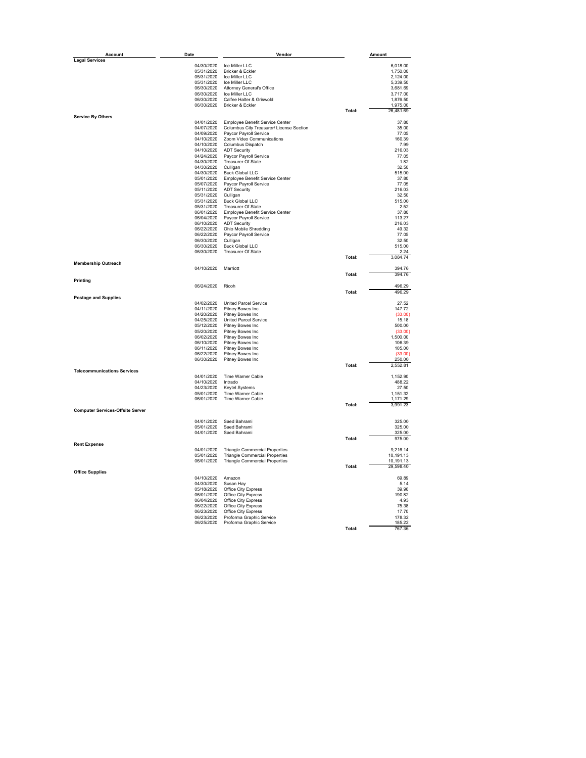| Account | Date | Vendor | | Amount |
|---|---|---|---|---|
| **Legal Services** | | | | |
| | 04/30/2020 | Ice Miller LLC | | 6,018.00 |
| | 05/31/2020 | Bricker & Eckler | | 1,750.00 |
| | 05/31/2020 | Ice Miller LLC | | 2,124.00 |
| | 05/31/2020 | Ice Miller LLC | | 5,339.50 |
| | 06/30/2020 | Attorney General's Office | | 3,681.69 |
| | 06/30/2020 | Ice Miller LLC | | 3,717.00 |
| | 06/30/2020 | Calfee Halter & Griswold | | 1,876.50 |
| | 06/30/2020 | Bricker & Eckler | | 1,975.00 |
| | | | Total: | 26,481.69 |
| **Service By Others** | | | | |
| | 04/01/2020 | Employee Benefit Service Center | | 37.80 |
| | 04/07/2020 | Columbus City Treasurer/ License Section | | 35.00 |
| | 04/09/2020 | Paycor Payroll Service | | 77.05 |
| | 04/10/2020 | Zoom Video Communications | | 160.39 |
| | 04/10/2020 | Columbus Dispatch | | 7.99 |
| | 04/10/2020 | ADT Security | | 216.03 |
| | 04/24/2020 | Paycor Payroll Service | | 77.05 |
| | 04/30/2020 | Treasurer Of State | | 1.82 |
| | 04/30/2020 | Culligan | | 32.50 |
| | 04/30/2020 | Buck Global LLC | | 515.00 |
| | 05/01/2020 | Employee Benefit Service Center | | 37.80 |
| | 05/07/2020 | Paycor Payroll Service | | 77.05 |
| | 05/11/2020 | ADT Security | | 216.03 |
| | 05/31/2020 | Culligan | | 32.50 |
| | 05/31/2020 | Buck Global LLC | | 515.00 |
| | 05/31/2020 | Treasurer Of State | | 2.52 |
| | 06/01/2020 | Employee Benefit Service Center | | 37.80 |
| | 06/04/2020 | Paycor Payroll Service | | 113.27 |
| | 06/10/2020 | ADT Security | | 216.03 |
| | 06/22/2020 | Ohio Mobile Shredding | | 49.32 |
| | 06/22/2020 | Paycor Payroll Service | | 77.05 |
| | 06/30/2020 | Culligan | | 32.50 |
| | 06/30/2020 | Buck Global LLC | | 515.00 |
| | 06/30/2020 | Treasurer Of State | | 2.24 |
| | | | Total: | 3,084.74 |
| **Membership Outreach** | | | | |
| | 04/10/2020 | Marriott | | 394.76 |
| | | | Total: | 394.76 |
| **Printing** | | | | |
| | 06/24/2020 | Ricoh | | 496.29 |
| | | | Total: | 496.29 |
| **Postage and Supplies** | | | | |
| | 04/02/2020 | United Parcel Service | | 27.52 |
| | 04/11/2020 | Pitney Bowes Inc | | 147.72 |
| | 04/20/2020 | Pitney Bowes Inc | | (33.00) |
| | 04/25/2020 | United Parcel Service | | 15.18 |
| | 05/12/2020 | Pitney Bowes Inc | | 500.00 |
| | 05/20/2020 | Pitney Bowes Inc | | (33.00) |
| | 06/02/2020 | Pitney Bowes Inc | | 1,500.00 |
| | 06/10/2020 | Pitney Bowes Inc | | 106.39 |
| | 06/11/2020 | Pitney Bowes Inc | | 105.00 |
| | 06/22/2020 | Pitney Bowes Inc | | (33.00) |
| | 06/30/2020 | Pitney Bowes Inc | | 250.00 |
| | | | Total: | 2,552.81 |
| **Telecommunications Services** | | | | |
| | 04/01/2020 | Time Warner Cable | | 1,152.90 |
| | 04/10/2020 | Intrado | | 488.22 |
| | 04/23/2020 | Keytel Systems | | 27.50 |
| | 05/01/2020 | Time Warner Cable | | 1,151.32 |
| | 06/01/2020 | Time Warner Cable | | 1,171.29 |
| | | | Total: | 3,991.23 |
| **Computer Services-Offsite Server** | | | | |
| | 04/01/2020 | Saed Bahrami | | 325.00 |
| | 05/01/2020 | Saed Bahrami | | 325.00 |
| | 04/01/2020 | Saed Bahrami | | 325.00 |
| | | | Total: | 975.00 |
| **Rent Expense** | | | | |
| | 04/01/2020 | Triangle Commercial Properties | | 9,216.14 |
| | 05/01/2020 | Triangle Commercial Properties | | 10,191.13 |
| | 06/01/2020 | Triangle Commercial Properties | | 10,191.13 |
| | | | Total: | 29,598.40 |
| **Office Supplies** | | | | |
| | 04/10/2020 | Amazon | | 69.89 |
| | 04/30/2020 | Susan Hay | | 5.14 |
| | 05/18/2020 | Office City Express | | 39.96 |
| | 06/01/2020 | Office City Express | | 190.82 |
| | 06/04/2020 | Office City Express | | 4.93 |
| | 06/22/2020 | Office City Express | | 75.38 |
| | 06/23/2020 | Office City Express | | 17.70 |
| | 06/23/2020 | Proforma Graphic Service | | 178.32 |
| | 06/25/2020 | Proforma Graphic Service | | 185.22 |
| | | | Total: | 767.36 |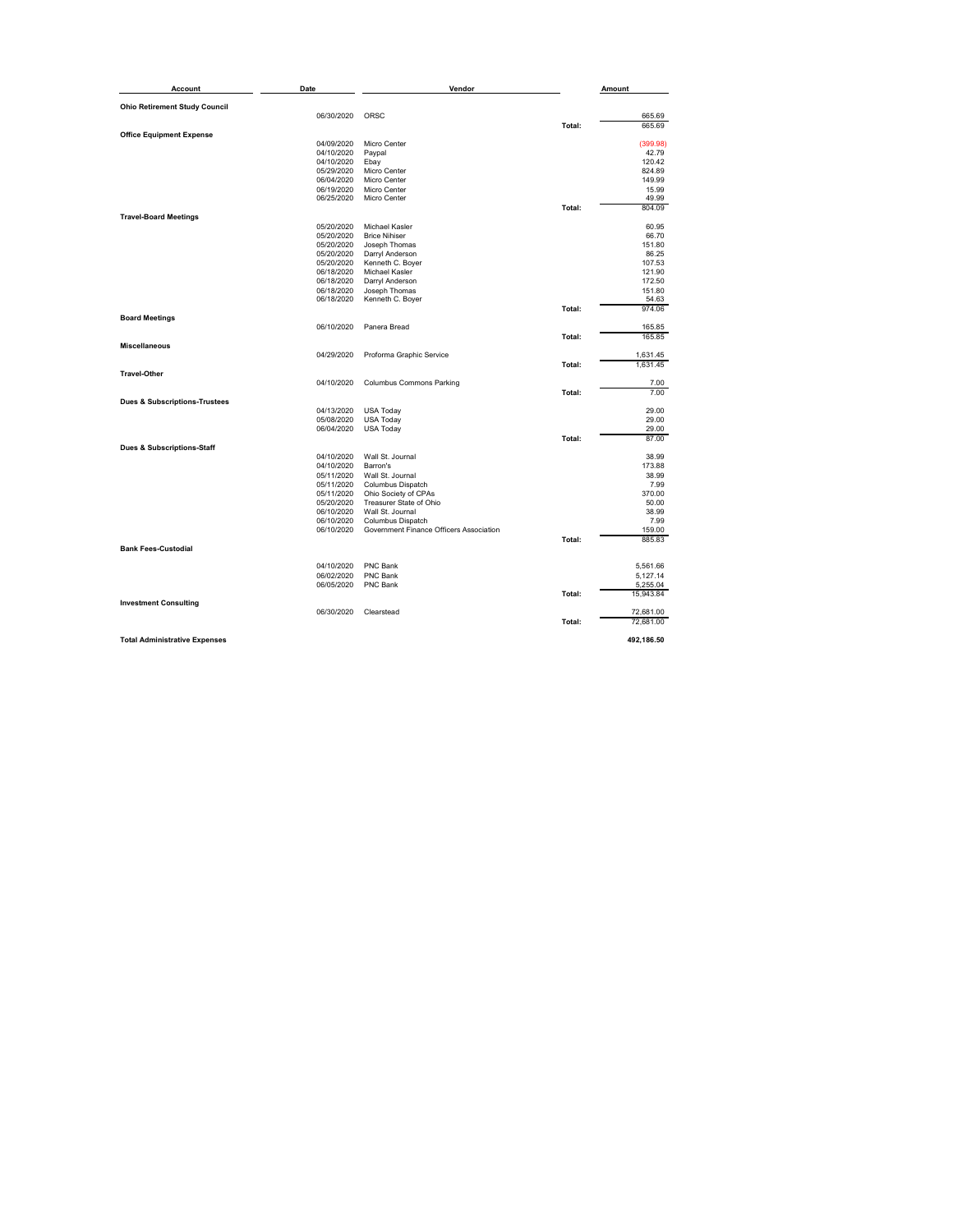| Account | Date | Vendor | | Amount |
|---|---|---|---|---|
| **Ohio Retirement Study Council** | | | | |
| | 06/30/2020 | ORSC | | 665.69 |
| | | | Total: | 665.69 |
| **Office Equipment Expense** | | | | |
| | 04/09/2020 | Micro Center | | (399.98) |
| | 04/10/2020 | Paypal | | 42.79 |
| | 04/10/2020 | Ebay | | 120.42 |
| | 05/29/2020 | Micro Center | | 824.89 |
| | 06/04/2020 | Micro Center | | 149.99 |
| | 06/19/2020 | Micro Center | | 15.99 |
| | 06/25/2020 | Micro Center | | 49.99 |
| | | | Total: | 804.09 |
| **Travel-Board Meetings** | | | | |
| | 05/20/2020 | Michael Kasler | | 60.95 |
| | 05/20/2020 | Brice Nihiser | | 66.70 |
| | 05/20/2020 | Joseph Thomas | | 151.80 |
| | 05/20/2020 | Darryl Anderson | | 86.25 |
| | 05/20/2020 | Kenneth C. Boyer | | 107.53 |
| | 06/18/2020 | Michael Kasler | | 121.90 |
| | 06/18/2020 | Darryl Anderson | | 172.50 |
| | 06/18/2020 | Joseph Thomas | | 151.80 |
| | 06/18/2020 | Kenneth C. Boyer | | 54.63 |
| | | | Total: | 974.06 |
| **Board Meetings** | | | | |
| | 06/10/2020 | Panera Bread | | 165.85 |
| | | | Total: | 165.85 |
| **Miscellaneous** | | | | |
| | 04/29/2020 | Proforma Graphic Service | | 1,631.45 |
| | | | Total: | 1,631.45 |
| **Travel-Other** | | | | |
| | 04/10/2020 | Columbus Commons Parking | | 7.00 |
| | | | Total: | 7.00 |
| **Dues & Subscriptions-Trustees** | | | | |
| | 04/13/2020 | USA Today | | 29.00 |
| | 05/08/2020 | USA Today | | 29.00 |
| | 06/04/2020 | USA Today | | 29.00 |
| | | | Total: | 87.00 |
| **Dues & Subscriptions-Staff** | | | | |
| | 04/10/2020 | Wall St. Journal | | 38.99 |
| | 04/10/2020 | Barron's | | 173.88 |
| | 05/11/2020 | Wall St. Journal | | 38.99 |
| | 05/11/2020 | Columbus Dispatch | | 7.99 |
| | 05/11/2020 | Ohio Society of CPAs | | 370.00 |
| | 05/20/2020 | Treasurer State of Ohio | | 50.00 |
| | 06/10/2020 | Wall St. Journal | | 38.99 |
| | 06/10/2020 | Columbus Dispatch | | 7.99 |
| | 06/10/2020 | Government Finance Officers Association | | 159.00 |
| | | | Total: | 885.83 |
| **Bank Fees-Custodial** | | | | |
| | 04/10/2020 | PNC Bank | | 5,561.66 |
| | 06/02/2020 | PNC Bank | | 5,127.14 |
| | 06/05/2020 | PNC Bank | | 5,255.04 |
| | | | Total: | 15,943.84 |
| **Investment Consulting** | | | | |
| | 06/30/2020 | Clearstead | | 72,681.00 |
| | | | Total: | 72,681.00 |
| **Total Administrative Expenses** | | | | **492,186.50** |